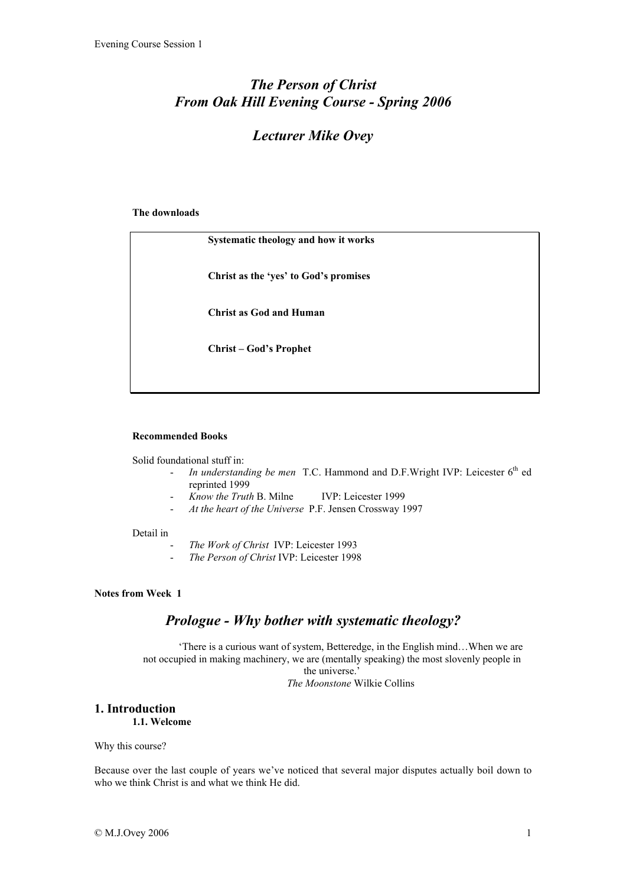# *The Person of Christ*
# *From Oak Hill Evening Course - Spring 2006*

## *Lecturer Mike Ovey*

**The downloads**

| |
|---|
| **Systematic theology and how it works** |
| **Christ as the 'yes' to God's promises** |
| **Christ as God and Human** |
| **Christ – God's Prophet** |

**Recommended Books**

Solid foundational stuff in:

- *In understanding be men* T.C. Hammond and D.F.Wright IVP: Leicester 6th ed reprinted 1999
- *Know the Truth* B. Milne IVP: Leicester 1999
- *At the heart of the Universe* P.F. Jensen Crossway 1997

Detail in

- *The Work of Christ* IVP: Leicester 1993
- *The Person of Christ* IVP: Leicester 1998

**Notes from Week 1**

## *Prologue - Why bother with systematic theology?*

> 'There is a curious want of system, Betteredge, in the English mind…When we are not occupied in making machinery, we are (mentally speaking) the most slovenly people in the universe.'
>
> *The Moonstone* Wilkie Collins

## 1. Introduction

### 1.1. Welcome

Why this course?

Because over the last couple of years we've noticed that several major disputes actually boil down to who we think Christ is and what we think He did.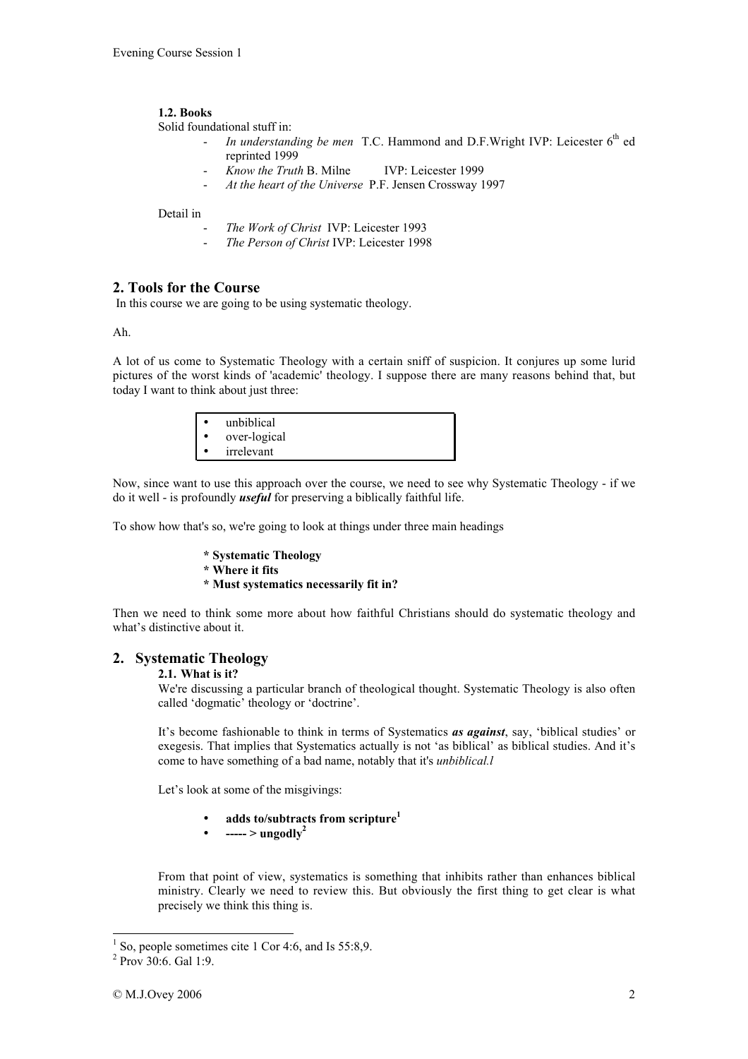### 1.2. Books

Solid foundational stuff in:

- *In understanding be men* T.C. Hammond and D.F.Wright IVP: Leicester 6th ed reprinted 1999
- *Know the Truth* B. Milne IVP: Leicester 1999
- *At the heart of the Universe* P.F. Jensen Crossway 1997

Detail in

- *The Work of Christ* IVP: Leicester 1993
- *The Person of Christ* IVP: Leicester 1998

## 2. Tools for the Course

In this course we are going to be using systematic theology.

Ah.

A lot of us come to Systematic Theology with a certain sniff of suspicion. It conjures up some lurid pictures of the worst kinds of 'academic' theology. I suppose there are many reasons behind that, but today I want to think about just three:

- unbiblical
- over-logical
- irrelevant

Now, since want to use this approach over the course, we need to see why Systematic Theology - if we do it well - is profoundly ***useful*** for preserving a biblically faithful life.

To show how that's so, we're going to look at things under three main headings

**\* Systematic Theology**
**\* Where it fits**
**\* Must systematics necessarily fit in?**

Then we need to think some more about how faithful Christians should do systematic theology and what's distinctive about it.

## 2. Systematic Theology

### 2.1. What is it?

We're discussing a particular branch of theological thought. Systematic Theology is also often called 'dogmatic' theology or 'doctrine'.

It's become fashionable to think in terms of Systematics ***as against***, say, 'biblical studies' or exegesis. That implies that Systematics actually is not 'as biblical' as biblical studies. And it's come to have something of a bad name, notably that it's *unbiblical.l*

Let's look at some of the misgivings:

- **adds to/subtracts from scripture**[1]
- **----- > ungodly**[2]

From that point of view, systematics is something that inhibits rather than enhances biblical ministry. Clearly we need to review this. But obviously the first thing to get clear is what precisely we think this thing is.

---

[1] So, people sometimes cite 1 Cor 4:6, and Is 55:8,9.

[2] Prov 30:6. Gal 1:9.

© M.J.Ovey 2006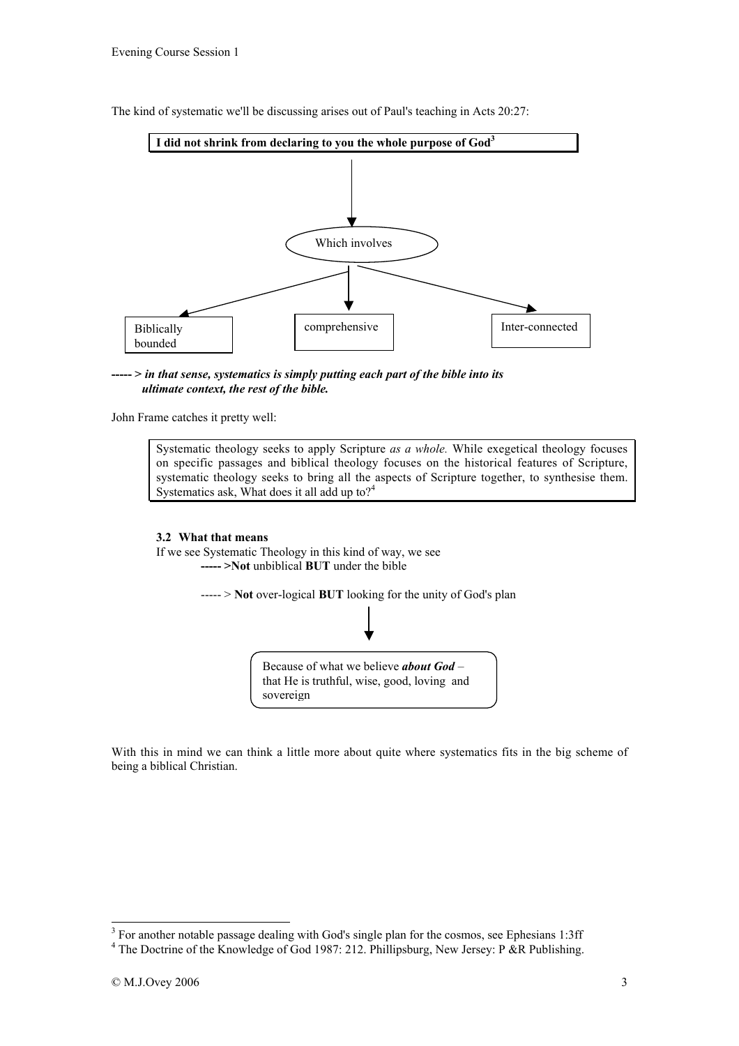The kind of systematic we'll be discussing arises out of Paul's teaching in Acts 20:27:

**I did not shrink from declaring to you the whole purpose of God**[3]

Which involves

- Biblically bounded
- comprehensive
- Inter-connected

***-----> in that sense, systematics is simply putting each part of the bible into its ultimate context, the rest of the bible.***

John Frame catches it pretty well:

> Systematic theology seeks to apply Scripture *as a whole.* While exegetical theology focuses on specific passages and biblical theology focuses on the historical features of Scripture, systematic theology seeks to bring all the aspects of Scripture together, to synthesise them. Systematics ask, What does it all add up to?[4]

### 3.2 What that means

If we see Systematic Theology in this kind of way, we see

**----->Not** unbiblical **BUT** under the bible

-----> **Not** over-logical **BUT** looking for the unity of God's plan

Because of what we believe ***about God*** – that He is truthful, wise, good, loving and sovereign

With this in mind we can think a little more about quite where systematics fits in the big scheme of being a biblical Christian.

---

[3] For another notable passage dealing with God's single plan for the cosmos, see Ephesians 1:3ff

[4] The Doctrine of the Knowledge of God 1987: 212. Phillipsburg, New Jersey: P &R Publishing.

© M.J.Ovey 2006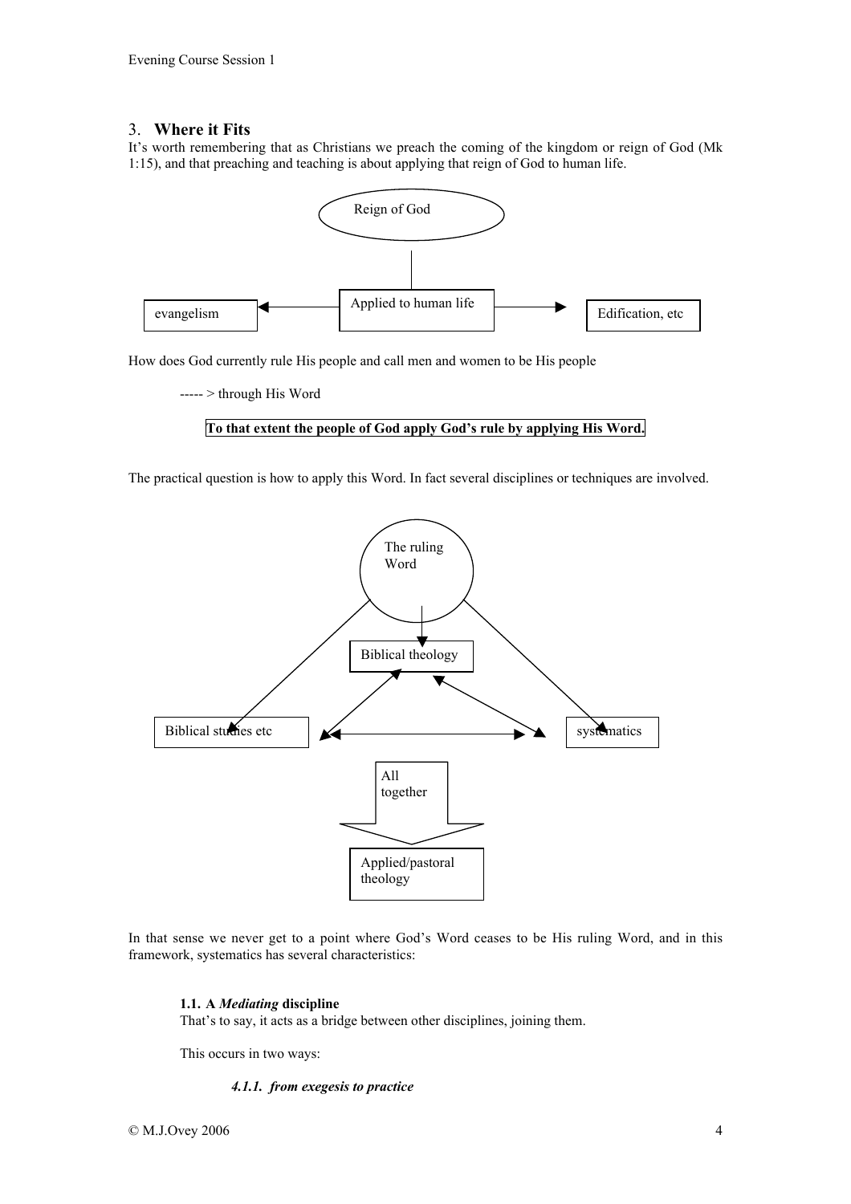## 3. **Where it Fits**

It's worth remembering that as Christians we preach the coming of the kingdom or reign of God (Mk 1:15), and that preaching and teaching is about applying that reign of God to human life.

Reign of God

evangelism ← Applied to human life → Edification, etc

How does God currently rule His people and call men and women to be His people

-----> through His Word

**To that extent the people of God apply God's rule by applying His Word.**

The practical question is how to apply this Word. In fact several disciplines or techniques are involved.

The ruling Word

Biblical theology

Biblical studies etc ↔ systematics

All together

Applied/pastoral theology

In that sense we never get to a point where God's Word ceases to be His ruling Word, and in this framework, systematics has several characteristics:

### 1.1. A *Mediating* discipline

That's to say, it acts as a bridge between other disciplines, joining them.

This occurs in two ways:

#### ***4.1.1. from exegesis to practice***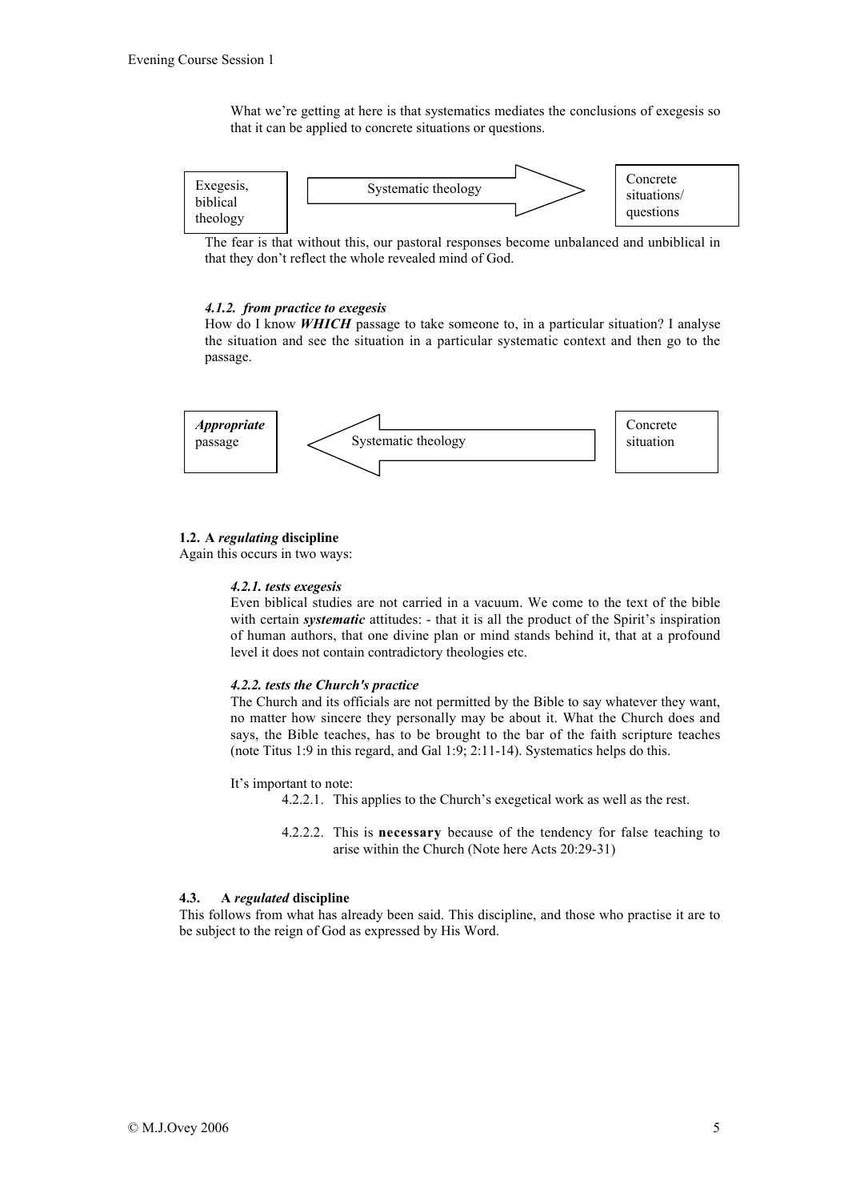What we're getting at here is that systematics mediates the conclusions of exegesis so that it can be applied to concrete situations or questions.

| Exegesis, biblical theology | → Systematic theology → | Concrete situations/ questions |
|---|---|---|

The fear is that without this, our pastoral responses become unbalanced and unbiblical in that they don't reflect the whole revealed mind of God.

#### *4.1.2. from practice to exegesis*

How do I know ***WHICH*** passage to take someone to, in a particular situation? I analyse the situation and see the situation in a particular systematic context and then go to the passage.

| ***Appropriate*** passage | ← Systematic theology ← | Concrete situation |
|---|---|---|

### 1.2. A *regulating* discipline

Again this occurs in two ways:

#### *4.2.1. tests exegesis*

Even biblical studies are not carried in a vacuum. We come to the text of the bible with certain ***systematic*** attitudes: - that it is all the product of the Spirit's inspiration of human authors, that one divine plan or mind stands behind it, that at a profound level it does not contain contradictory theologies etc.

#### *4.2.2. tests the Church's practice*

The Church and its officials are not permitted by the Bible to say whatever they want, no matter how sincere they personally may be about it. What the Church does and says, the Bible teaches, has to be brought to the bar of the faith scripture teaches (note Titus 1:9 in this regard, and Gal 1:9; 2:11-14). Systematics helps do this.

It's important to note:

4.2.2.1. This applies to the Church's exegetical work as well as the rest.

4.2.2.2. This is **necessary** because of the tendency for false teaching to arise within the Church (Note here Acts 20:29-31)

### 4.3. A *regulated* discipline

This follows from what has already been said. This discipline, and those who practise it are to be subject to the reign of God as expressed by His Word.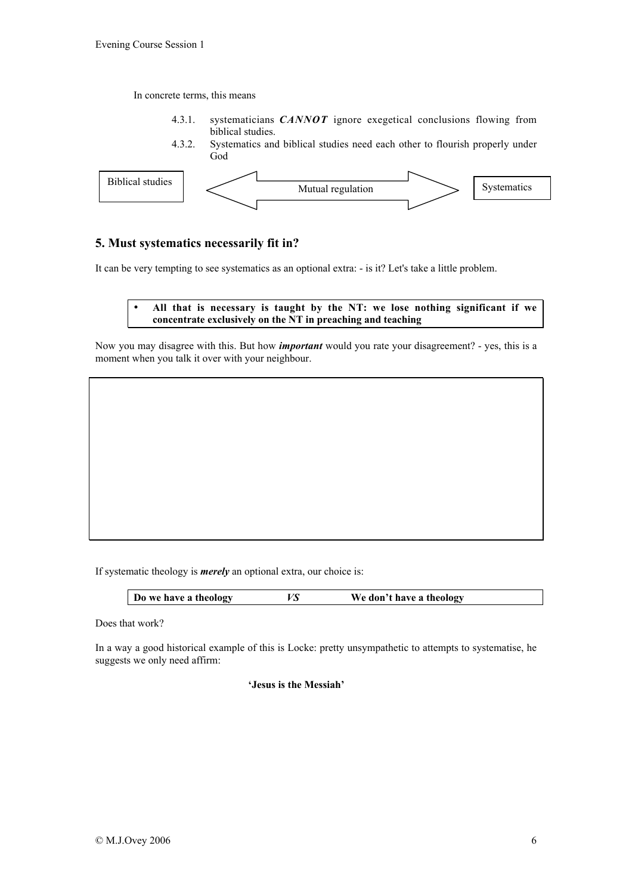In concrete terms, this means

4.3.1. systematicians ***CANNOT*** ignore exegetical conclusions flowing from biblical studies.

4.3.2. Systematics and biblical studies need each other to flourish properly under God

Biblical studies ⟷ Mutual regulation ⟷ Systematics

## 5. Must systematics necessarily fit in?

It can be very tempting to see systematics as an optional extra: - is it? Let's take a little problem.

- **All that is necessary is taught by the NT: we lose nothing significant if we concentrate exclusively on the NT in preaching and teaching**

Now you may disagree with this. But how ***important*** would you rate your disagreement? - yes, this is a moment when you talk it over with your neighbour.

If systematic theology is ***merely*** an optional extra, our choice is:

| Do we have a theology | *VS* | We don't have a theology |
|---|---|---|

Does that work?

In a way a good historical example of this is Locke: pretty unsympathetic to attempts to systematise, he suggests we only need affirm:

**'Jesus is the Messiah'**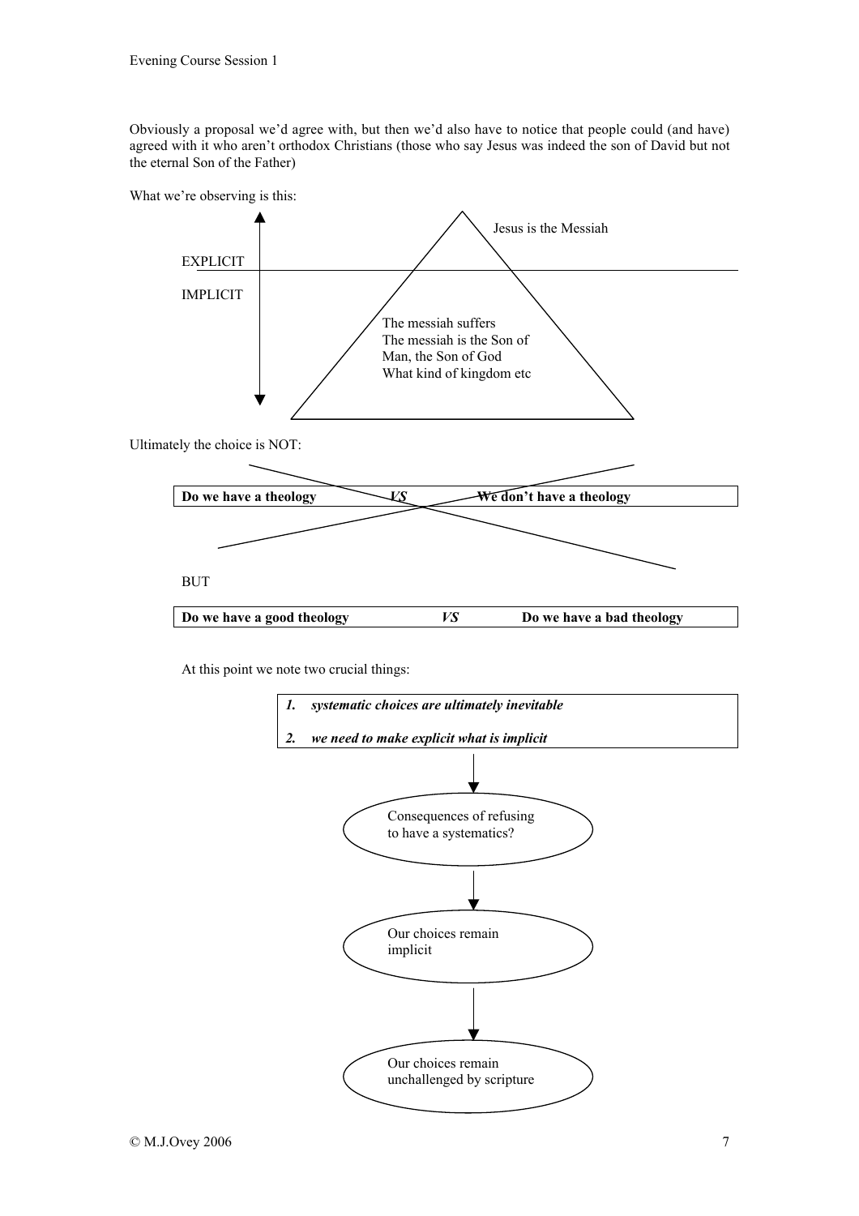Obviously a proposal we'd agree with, but then we'd also have to notice that people could (and have) agreed with it who aren't orthodox Christians (those who say Jesus was indeed the son of David but not the eternal Son of the Father)

What we're observing is this:

Jesus is the Messiah

EXPLICIT

IMPLICIT

The messiah suffers
The messiah is the Son of Man, the Son of God
What kind of kingdom etc

Ultimately the choice is NOT:

| **Do we have a theology** | ***VS*** | **We don't have a theology** |
|---|---|---|

BUT

| **Do we have a good theology** | ***VS*** | **Do we have a bad theology** |
|---|---|---|

At this point we note two crucial things:

1. ***systematic choices are ultimately inevitable***
2. ***we need to make explicit what is implicit***

Consequences of refusing to have a systematics?

↓

Our choices remain implicit

↓

Our choices remain unchallenged by scripture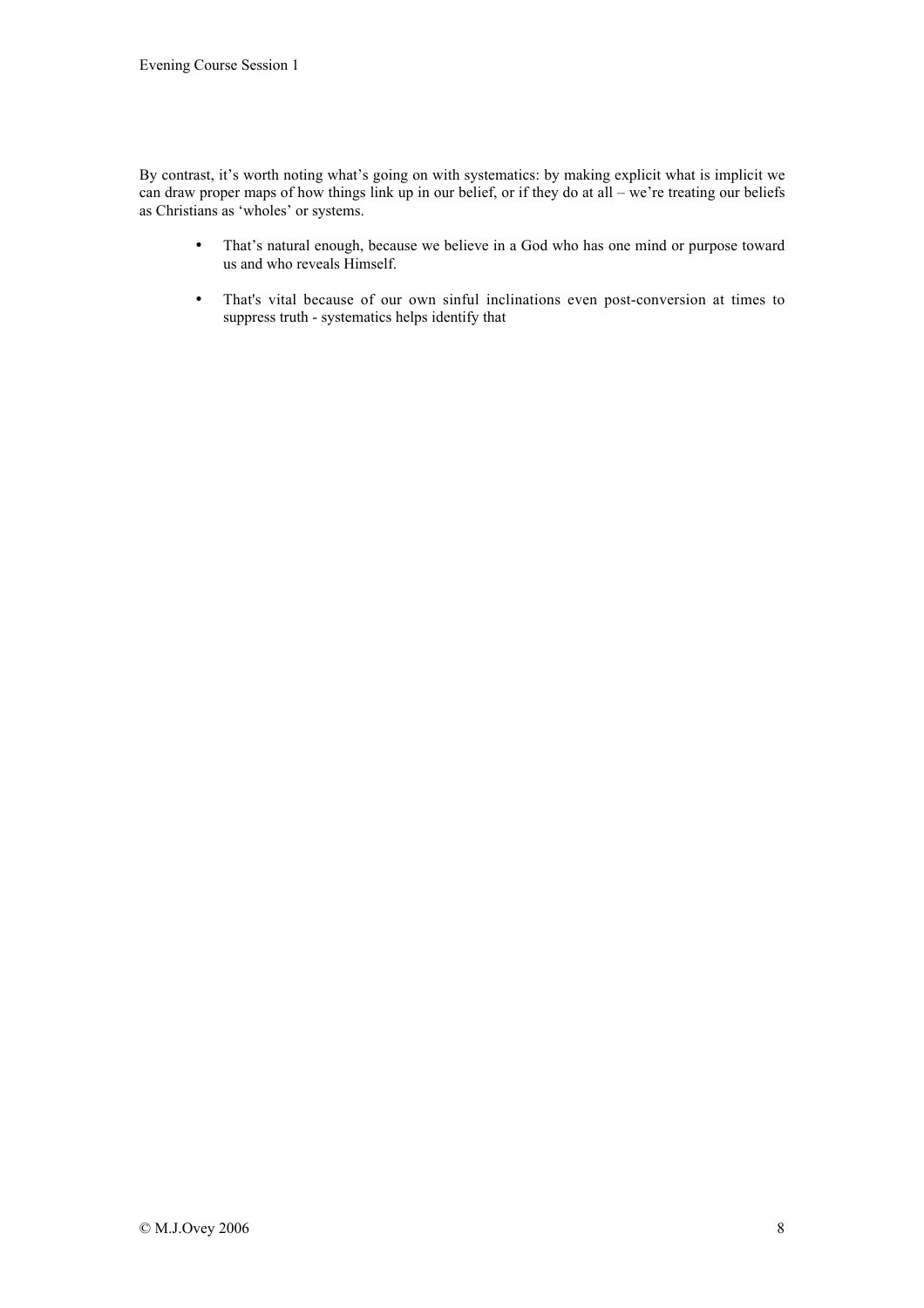By contrast, it's worth noting what's going on with systematics: by making explicit what is implicit we can draw proper maps of how things link up in our belief, or if they do at all – we're treating our beliefs as Christians as 'wholes' or systems.

- That's natural enough, because we believe in a God who has one mind or purpose toward us and who reveals Himself.
- That's vital because of our own sinful inclinations even post-conversion at times to suppress truth - systematics helps identify that